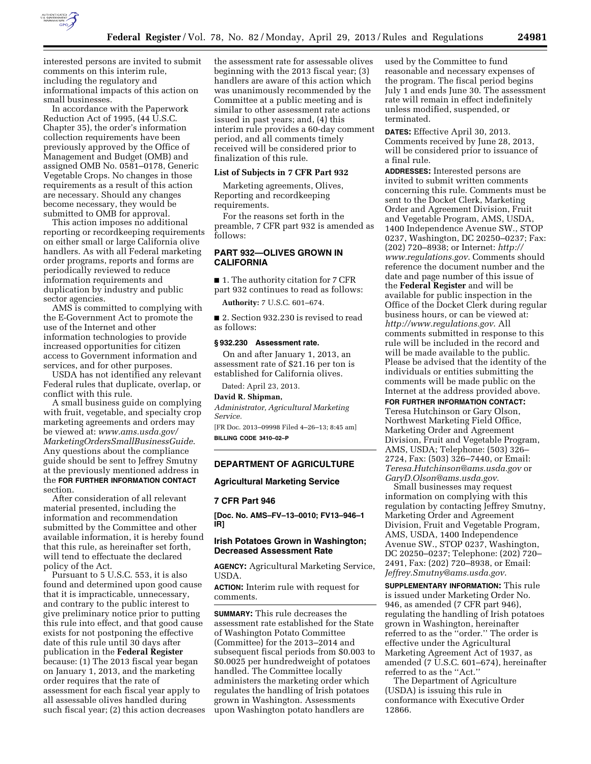interested persons are invited to submit comments on this interim rule, including the regulatory and informational impacts of this action on small businesses.

In accordance with the Paperwork Reduction Act of 1995, (44 U.S.C. Chapter 35), the order's information collection requirements have been previously approved by the Office of Management and Budget (OMB) and assigned OMB No. 0581–0178, Generic Vegetable Crops. No changes in those requirements as a result of this action are necessary. Should any changes become necessary, they would be submitted to OMB for approval.

This action imposes no additional reporting or recordkeeping requirements on either small or large California olive handlers. As with all Federal marketing order programs, reports and forms are periodically reviewed to reduce information requirements and duplication by industry and public sector agencies.

AMS is committed to complying with the E-Government Act to promote the use of the Internet and other information technologies to provide increased opportunities for citizen access to Government information and services, and for other purposes.

USDA has not identified any relevant Federal rules that duplicate, overlap, or conflict with this rule.

A small business guide on complying with fruit, vegetable, and specialty crop marketing agreements and orders may be viewed at: *www.ams.usda.gov/MarketingOrdersSmallBusinessGuide*. Any questions about the compliance guide should be sent to Jeffrey Smutny at the previously mentioned address in the **FOR FURTHER INFORMATION CONTACT** section.

After consideration of all relevant material presented, including the information and recommendation submitted by the Committee and other available information, it is hereby found that this rule, as hereinafter set forth, will tend to effectuate the declared policy of the Act.

Pursuant to 5 U.S.C. 553, it is also found and determined upon good cause that it is impracticable, unnecessary, and contrary to the public interest to give preliminary notice prior to putting this rule into effect, and that good cause exists for not postponing the effective date of this rule until 30 days after publication in the **Federal Register** because: (1) The 2013 fiscal year began on January 1, 2013, and the marketing order requires that the rate of assessment for each fiscal year apply to all assessable olives handled during such fiscal year; (2) this action decreases the assessment rate for assessable olives beginning with the 2013 fiscal year; (3) handlers are aware of this action which was unanimously recommended by the Committee at a public meeting and is similar to other assessment rate actions issued in past years; and, (4) this interim rule provides a 60-day comment period, and all comments timely received will be considered prior to finalization of this rule.

### List of Subjects in 7 CFR Part 932

Marketing agreements, Olives, Reporting and recordkeeping requirements.

For the reasons set forth in the preamble, 7 CFR part 932 is amended as follows:

## PART 932—OLIVES GROWN IN CALIFORNIA

■ 1. The authority citation for 7 CFR part 932 continues to read as follows:

**Authority:** 7 U.S.C. 601–674.

■ 2. Section 932.230 is revised to read as follows:

### § 932.230 Assessment rate.

On and after January 1, 2013, an assessment rate of $21.16 per ton is established for California olives.

Dated: April 23, 2013.

**David R. Shipman,**

*Administrator, Agricultural Marketing Service.*

[FR Doc. 2013–09998 Filed 4–26–13; 8:45 am]

**BILLING CODE 3410–02–P**

## DEPARTMENT OF AGRICULTURE

### Agricultural Marketing Service

### 7 CFR Part 946

**[Doc. No. AMS–FV–13–0010; FV13–946–1 IR]**

### Irish Potatoes Grown in Washington; Decreased Assessment Rate

**AGENCY:** Agricultural Marketing Service, USDA.

**ACTION:** Interim rule with request for comments.

**SUMMARY:** This rule decreases the assessment rate established for the State of Washington Potato Committee (Committee) for the 2013–2014 and subsequent fiscal periods from $0.003 to $0.0025 per hundredweight of potatoes handled. The Committee locally administers the marketing order which regulates the handling of Irish potatoes grown in Washington. Assessments upon Washington potato handlers are used by the Committee to fund reasonable and necessary expenses of the program. The fiscal period begins July 1 and ends June 30. The assessment rate will remain in effect indefinitely unless modified, suspended, or terminated.

**DATES:** Effective April 30, 2013. Comments received by June 28, 2013, will be considered prior to issuance of a final rule.

**ADDRESSES:** Interested persons are invited to submit written comments concerning this rule. Comments must be sent to the Docket Clerk, Marketing Order and Agreement Division, Fruit and Vegetable Program, AMS, USDA, 1400 Independence Avenue SW., STOP 0237, Washington, DC 20250–0237; Fax: (202) 720–8938; or Internet: *http://www.regulations.gov*. Comments should reference the document number and the date and page number of this issue of the **Federal Register** and will be available for public inspection in the Office of the Docket Clerk during regular business hours, or can be viewed at: *http://www.regulations.gov*. All comments submitted in response to this rule will be included in the record and will be made available to the public. Please be advised that the identity of the individuals or entities submitting the comments will be made public on the Internet at the address provided above.

**FOR FURTHER INFORMATION CONTACT:** Teresa Hutchinson or Gary Olson, Northwest Marketing Field Office, Marketing Order and Agreement Division, Fruit and Vegetable Program, AMS, USDA; Telephone: (503) 326–2724, Fax: (503) 326–7440, or Email: *Teresa.Hutchinson@ams.usda.gov* or *GaryD.Olson@ams.usda.gov*.

Small businesses may request information on complying with this regulation by contacting Jeffrey Smutny, Marketing Order and Agreement Division, Fruit and Vegetable Program, AMS, USDA, 1400 Independence Avenue SW., STOP 0237, Washington, DC 20250–0237; Telephone: (202) 720–2491, Fax: (202) 720–8938, or Email: *Jeffrey.Smutny@ams.usda.gov*.

**SUPPLEMENTARY INFORMATION:** This rule is issued under Marketing Order No. 946, as amended (7 CFR part 946), regulating the handling of Irish potatoes grown in Washington, hereinafter referred to as the ''order.'' The order is effective under the Agricultural Marketing Agreement Act of 1937, as amended (7 U.S.C. 601–674), hereinafter referred to as the ''Act.''

The Department of Agriculture (USDA) is issuing this rule in conformance with Executive Order 12866.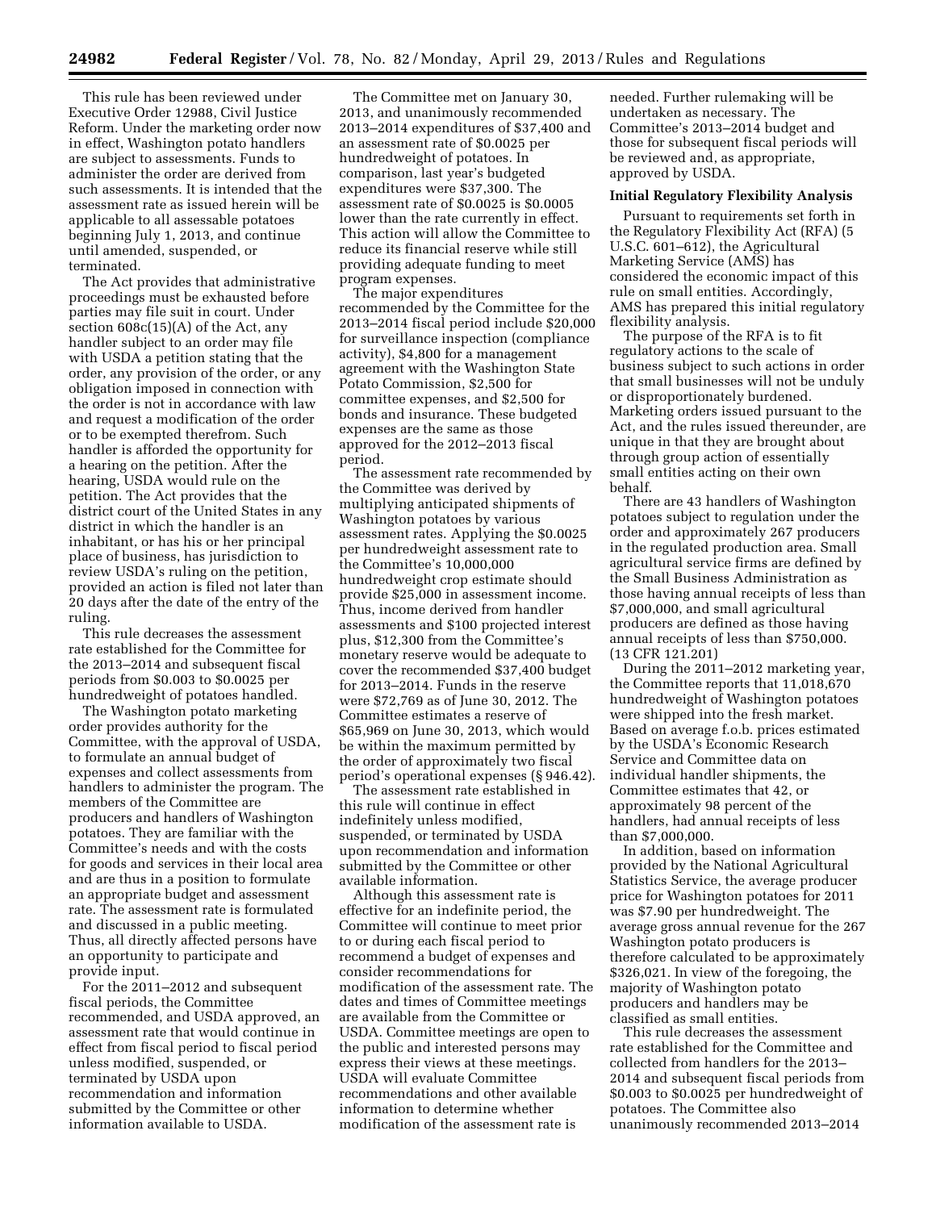This rule has been reviewed under Executive Order 12988, Civil Justice Reform. Under the marketing order now in effect, Washington potato handlers are subject to assessments. Funds to administer the order are derived from such assessments. It is intended that the assessment rate as issued herein will be applicable to all assessable potatoes beginning July 1, 2013, and continue until amended, suspended, or terminated.

The Act provides that administrative proceedings must be exhausted before parties may file suit in court. Under section 608c(15)(A) of the Act, any handler subject to an order may file with USDA a petition stating that the order, any provision of the order, or any obligation imposed in connection with the order is not in accordance with law and request a modification of the order or to be exempted therefrom. Such handler is afforded the opportunity for a hearing on the petition. After the hearing, USDA would rule on the petition. The Act provides that the district court of the United States in any district in which the handler is an inhabitant, or has his or her principal place of business, has jurisdiction to review USDA's ruling on the petition, provided an action is filed not later than 20 days after the date of the entry of the ruling.

This rule decreases the assessment rate established for the Committee for the 2013–2014 and subsequent fiscal periods from $0.003 to $0.0025 per hundredweight of potatoes handled.

The Washington potato marketing order provides authority for the Committee, with the approval of USDA, to formulate an annual budget of expenses and collect assessments from handlers to administer the program. The members of the Committee are producers and handlers of Washington potatoes. They are familiar with the Committee's needs and with the costs for goods and services in their local area and are thus in a position to formulate an appropriate budget and assessment rate. The assessment rate is formulated and discussed in a public meeting. Thus, all directly affected persons have an opportunity to participate and provide input.

For the 2011–2012 and subsequent fiscal periods, the Committee recommended, and USDA approved, an assessment rate that would continue in effect from fiscal period to fiscal period unless modified, suspended, or terminated by USDA upon recommendation and information submitted by the Committee or other information available to USDA.

The Committee met on January 30, 2013, and unanimously recommended 2013–2014 expenditures of $37,400 and an assessment rate of $0.0025 per hundredweight of potatoes. In comparison, last year's budgeted expenditures were $37,300. The assessment rate of $0.0025 is $0.0005 lower than the rate currently in effect. This action will allow the Committee to reduce its financial reserve while still providing adequate funding to meet program expenses.

The major expenditures recommended by the Committee for the 2013–2014 fiscal period include $20,000 for surveillance inspection (compliance activity), $4,800 for a management agreement with the Washington State Potato Commission, $2,500 for committee expenses, and $2,500 for bonds and insurance. These budgeted expenses are the same as those approved for the 2012–2013 fiscal period.

The assessment rate recommended by the Committee was derived by multiplying anticipated shipments of Washington potatoes by various assessment rates. Applying the $0.0025 per hundredweight assessment rate to the Committee's 10,000,000 hundredweight crop estimate should provide $25,000 in assessment income. Thus, income derived from handler assessments and $100 projected interest plus, $12,300 from the Committee's monetary reserve would be adequate to cover the recommended $37,400 budget for 2013–2014. Funds in the reserve were $72,769 as of June 30, 2012. The Committee estimates a reserve of $65,969 on June 30, 2013, which would be within the maximum permitted by the order of approximately two fiscal period's operational expenses (§ 946.42).

The assessment rate established in this rule will continue in effect indefinitely unless modified, suspended, or terminated by USDA upon recommendation and information submitted by the Committee or other available information.

Although this assessment rate is effective for an indefinite period, the Committee will continue to meet prior to or during each fiscal period to recommend a budget of expenses and consider recommendations for modification of the assessment rate. The dates and times of Committee meetings are available from the Committee or USDA. Committee meetings are open to the public and interested persons may express their views at these meetings. USDA will evaluate Committee recommendations and other available information to determine whether modification of the assessment rate is needed. Further rulemaking will be undertaken as necessary. The Committee's 2013–2014 budget and those for subsequent fiscal periods will be reviewed and, as appropriate, approved by USDA.

**Initial Regulatory Flexibility Analysis**

Pursuant to requirements set forth in the Regulatory Flexibility Act (RFA) (5 U.S.C. 601–612), the Agricultural Marketing Service (AMS) has considered the economic impact of this rule on small entities. Accordingly, AMS has prepared this initial regulatory flexibility analysis.

The purpose of the RFA is to fit regulatory actions to the scale of business subject to such actions in order that small businesses will not be unduly or disproportionately burdened. Marketing orders issued pursuant to the Act, and the rules issued thereunder, are unique in that they are brought about through group action of essentially small entities acting on their own behalf.

There are 43 handlers of Washington potatoes subject to regulation under the order and approximately 267 producers in the regulated production area. Small agricultural service firms are defined by the Small Business Administration as those having annual receipts of less than $7,000,000, and small agricultural producers are defined as those having annual receipts of less than $750,000. (13 CFR 121.201)

During the 2011–2012 marketing year, the Committee reports that 11,018,670 hundredweight of Washington potatoes were shipped into the fresh market. Based on average f.o.b. prices estimated by the USDA's Economic Research Service and Committee data on individual handler shipments, the Committee estimates that 42, or approximately 98 percent of the handlers, had annual receipts of less than $7,000,000.

In addition, based on information provided by the National Agricultural Statistics Service, the average producer price for Washington potatoes for 2011 was $7.90 per hundredweight. The average gross annual revenue for the 267 Washington potato producers is therefore calculated to be approximately $326,021. In view of the foregoing, the majority of Washington potato producers and handlers may be classified as small entities.

This rule decreases the assessment rate established for the Committee and collected from handlers for the 2013–2014 and subsequent fiscal periods from $0.003 to $0.0025 per hundredweight of potatoes. The Committee also unanimously recommended 2013–2014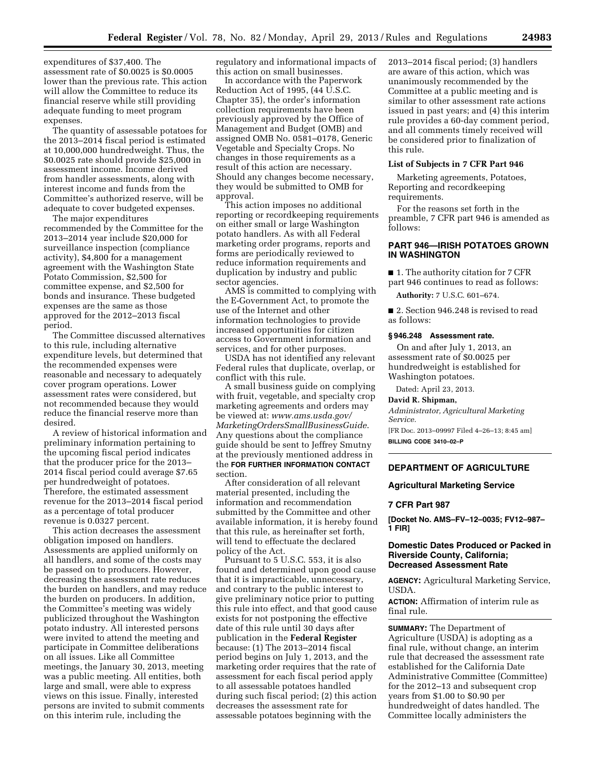expenditures of $37,400. The assessment rate of $0.0025 is $0.0005 lower than the previous rate. This action will allow the Committee to reduce its financial reserve while still providing adequate funding to meet program expenses.

The quantity of assessable potatoes for the 2013–2014 fiscal period is estimated at 10,000,000 hundredweight. Thus, the $0.0025 rate should provide $25,000 in assessment income. Income derived from handler assessments, along with interest income and funds from the Committee's authorized reserve, will be adequate to cover budgeted expenses.

The major expenditures recommended by the Committee for the 2013–2014 year include $20,000 for surveillance inspection (compliance activity), $4,800 for a management agreement with the Washington State Potato Commission, $2,500 for committee expense, and $2,500 for bonds and insurance. These budgeted expenses are the same as those approved for the 2012–2013 fiscal period.

The Committee discussed alternatives to this rule, including alternative expenditure levels, but determined that the recommended expenses were reasonable and necessary to adequately cover program operations. Lower assessment rates were considered, but not recommended because they would reduce the financial reserve more than desired.

A review of historical information and preliminary information pertaining to the upcoming fiscal period indicates that the producer price for the 2013–2014 fiscal period could average $7.65 per hundredweight of potatoes. Therefore, the estimated assessment revenue for the 2013–2014 fiscal period as a percentage of total producer revenue is 0.0327 percent.

This action decreases the assessment obligation imposed on handlers. Assessments are applied uniformly on all handlers, and some of the costs may be passed on to producers. However, decreasing the assessment rate reduces the burden on handlers, and may reduce the burden on producers. In addition, the Committee's meeting was widely publicized throughout the Washington potato industry. All interested persons were invited to attend the meeting and participate in Committee deliberations on all issues. Like all Committee meetings, the January 30, 2013, meeting was a public meeting. All entities, both large and small, were able to express views on this issue. Finally, interested persons are invited to submit comments on this interim rule, including the regulatory and informational impacts of this action on small businesses.

In accordance with the Paperwork Reduction Act of 1995, (44 U.S.C. Chapter 35), the order's information collection requirements have been previously approved by the Office of Management and Budget (OMB) and assigned OMB No. 0581–0178, Generic Vegetable and Specialty Crops. No changes in those requirements as a result of this action are necessary. Should any changes become necessary, they would be submitted to OMB for approval.

This action imposes no additional reporting or recordkeeping requirements on either small or large Washington potato handlers. As with all Federal marketing order programs, reports and forms are periodically reviewed to reduce information requirements and duplication by industry and public sector agencies.

AMS is committed to complying with the E-Government Act, to promote the use of the Internet and other information technologies to provide increased opportunities for citizen access to Government information and services, and for other purposes.

USDA has not identified any relevant Federal rules that duplicate, overlap, or conflict with this rule.

A small business guide on complying with fruit, vegetable, and specialty crop marketing agreements and orders may be viewed at: *www.ams.usda.gov/MarketingOrdersSmallBusinessGuide*. Any questions about the compliance guide should be sent to Jeffrey Smutny at the previously mentioned address in the **FOR FURTHER INFORMATION CONTACT** section.

After consideration of all relevant material presented, including the information and recommendation submitted by the Committee and other available information, it is hereby found that this rule, as hereinafter set forth, will tend to effectuate the declared policy of the Act.

Pursuant to 5 U.S.C. 553, it is also found and determined upon good cause that it is impracticable, unnecessary, and contrary to the public interest to give preliminary notice prior to putting this rule into effect, and that good cause exists for not postponing the effective date of this rule until 30 days after publication in the **Federal Register** because: (1) The 2013–2014 fiscal period begins on July 1, 2013, and the marketing order requires that the rate of assessment for each fiscal period apply to all assessable potatoes handled during such fiscal period; (2) this action decreases the assessment rate for assessable potatoes beginning with the 2013–2014 fiscal period; (3) handlers are aware of this action, which was unanimously recommended by the Committee at a public meeting and is similar to other assessment rate actions issued in past years; and (4) this interim rule provides a 60-day comment period, and all comments timely received will be considered prior to finalization of this rule.

### List of Subjects in 7 CFR Part 946

Marketing agreements, Potatoes, Reporting and recordkeeping requirements.

For the reasons set forth in the preamble, 7 CFR part 946 is amended as follows:

## PART 946—IRISH POTATOES GROWN IN WASHINGTON

■ 1. The authority citation for 7 CFR part 946 continues to read as follows:

**Authority:** 7 U.S.C. 601–674.

■ 2. Section 946.248 is revised to read as follows:

### § 946.248 Assessment rate.

On and after July 1, 2013, an assessment rate of $0.0025 per hundredweight is established for Washington potatoes.

Dated: April 23, 2013.

**David R. Shipman,**

*Administrator, Agricultural Marketing Service.*

[FR Doc. 2013–09997 Filed 4–26–13; 8:45 am]

**BILLING CODE 3410–02–P**

---

## DEPARTMENT OF AGRICULTURE

### Agricultural Marketing Service

### 7 CFR Part 987

**[Docket No. AMS–FV–12–0035; FV12–987–1 FIR]**

## Domestic Dates Produced or Packed in Riverside County, California; Decreased Assessment Rate

**AGENCY:** Agricultural Marketing Service, USDA.

**ACTION:** Affirmation of interim rule as final rule.

**SUMMARY:** The Department of Agriculture (USDA) is adopting as a final rule, without change, an interim rule that decreased the assessment rate established for the California Date Administrative Committee (Committee) for the 2012–13 and subsequent crop years from $1.00 to $0.90 per hundredweight of dates handled. The Committee locally administers the